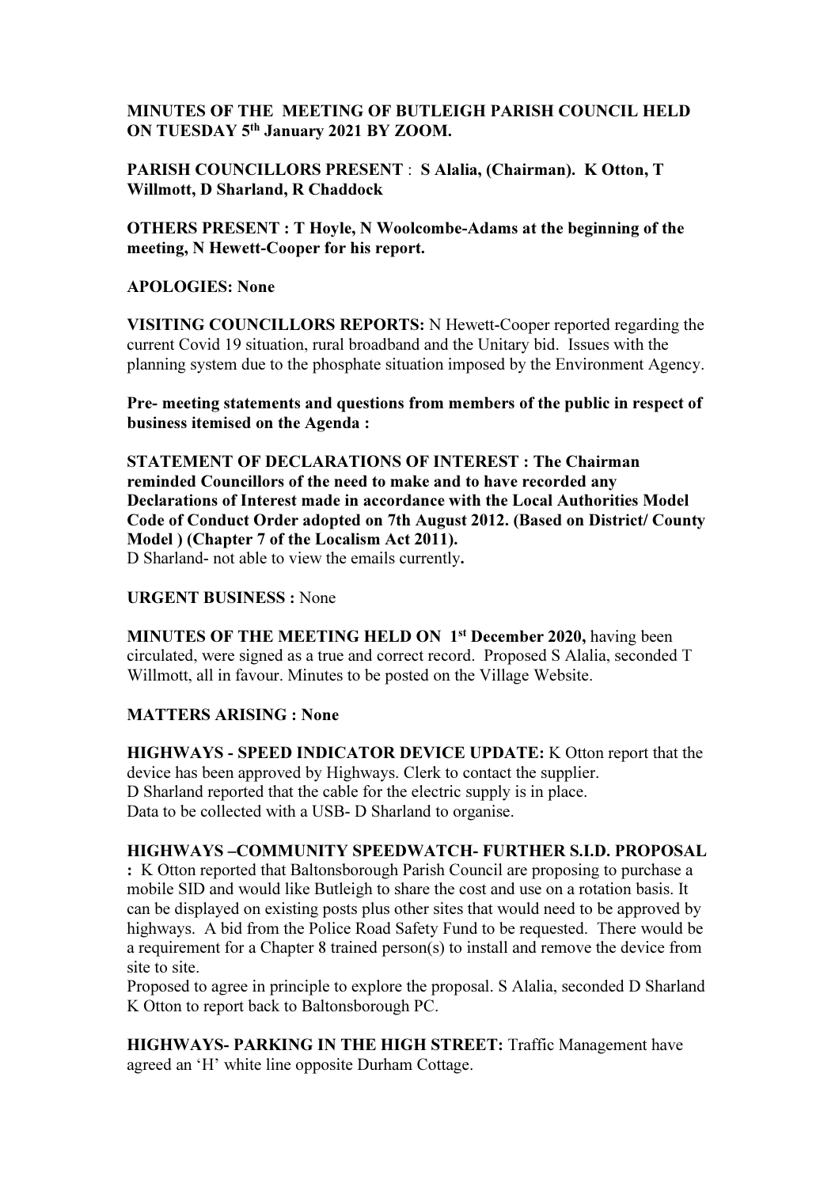**MINUTES OF THE MEETING OF BUTLEIGH PARISH COUNCIL HELD ON TUESDAY 5th January 2021 BY ZOOM.**

**PARISH COUNCILLORS PRESENT** : **S Alalia, (Chairman). K Otton, T Willmott, D Sharland, R Chaddock**

**OTHERS PRESENT : T Hoyle, N Woolcombe-Adams at the beginning of the meeting, N Hewett-Cooper for his report.**

**APOLOGIES: None**

**VISITING COUNCILLORS REPORTS:** N Hewett-Cooper reported regarding the current Covid 19 situation, rural broadband and the Unitary bid. Issues with the planning system due to the phosphate situation imposed by the Environment Agency.

**Pre- meeting statements and questions from members of the public in respect of business itemised on the Agenda :**

**STATEMENT OF DECLARATIONS OF INTEREST : The Chairman reminded Councillors of the need to make and to have recorded any Declarations of Interest made in accordance with the Local Authorities Model Code of Conduct Order adopted on 7th August 2012. (Based on District/ County Model ) (Chapter 7 of the Localism Act 2011).**
D Sharland- not able to view the emails currently**.**

**URGENT BUSINESS :** None

**MINUTES OF THE MEETING HELD ON 1st December 2020,** having been circulated, were signed as a true and correct record. Proposed S Alalia, seconded T Willmott, all in favour. Minutes to be posted on the Village Website.

**MATTERS ARISING : None**

**HIGHWAYS - SPEED INDICATOR DEVICE UPDATE:** K Otton report that the device has been approved by Highways. Clerk to contact the supplier.
D Sharland reported that the cable for the electric supply is in place.
Data to be collected with a USB- D Sharland to organise.

**HIGHWAYS –COMMUNITY SPEEDWATCH- FURTHER S.I.D. PROPOSAL :** K Otton reported that Baltonsborough Parish Council are proposing to purchase a mobile SID and would like Butleigh to share the cost and use on a rotation basis. It can be displayed on existing posts plus other sites that would need to be approved by highways. A bid from the Police Road Safety Fund to be requested. There would be a requirement for a Chapter 8 trained person(s) to install and remove the device from site to site.
Proposed to agree in principle to explore the proposal. S Alalia, seconded D Sharland
K Otton to report back to Baltonsborough PC.

**HIGHWAYS- PARKING IN THE HIGH STREET:** Traffic Management have agreed an 'H' white line opposite Durham Cottage.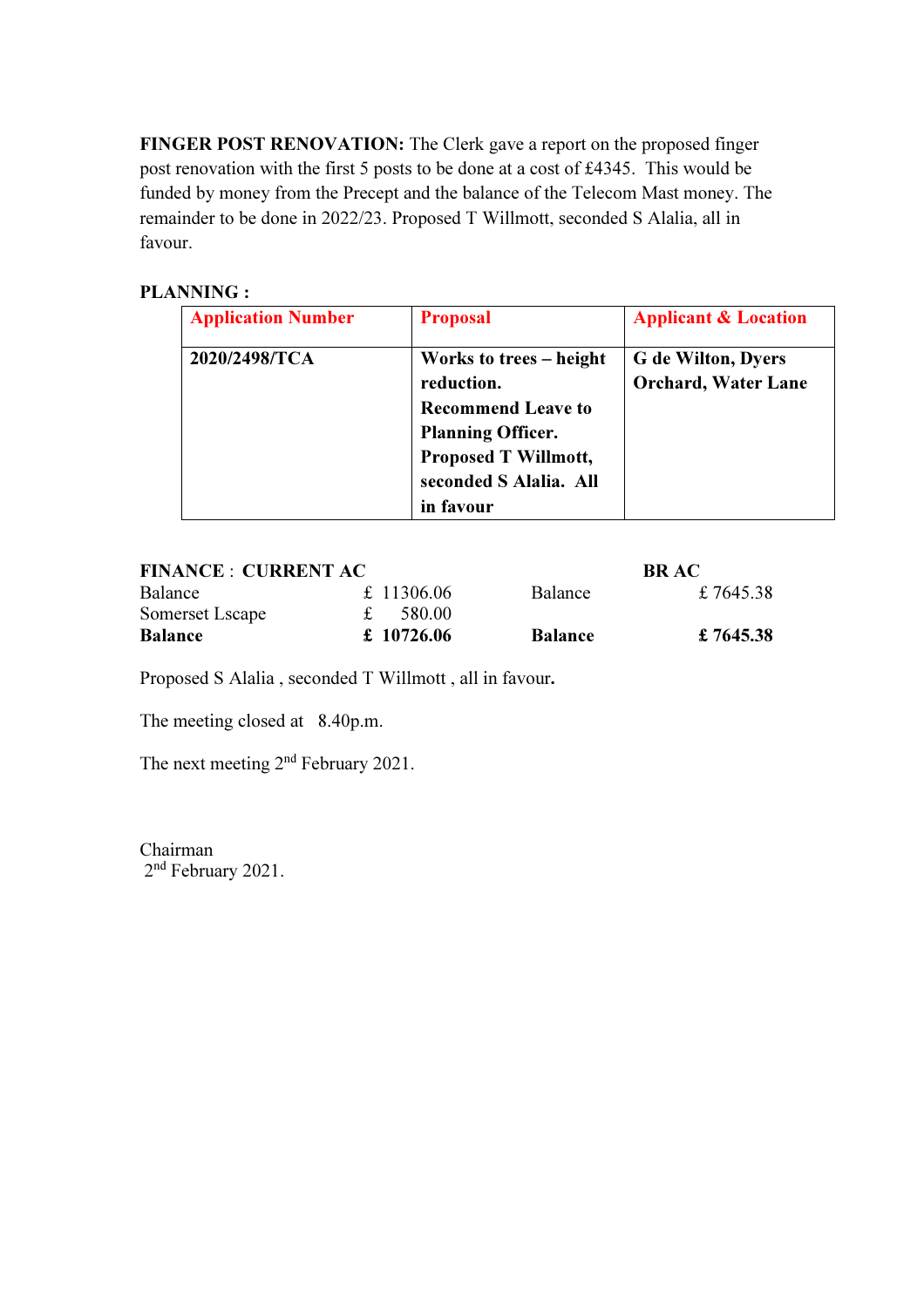**FINGER POST RENOVATION:** The Clerk gave a report on the proposed finger post renovation with the first 5 posts to be done at a cost of £4345. This would be funded by money from the Precept and the balance of the Telecom Mast money. The remainder to be done in 2022/23. Proposed T Willmott, seconded S Alalia, all in favour.

**PLANNING :**

| Application Number | Proposal | Applicant & Location |
|---|---|---|
| **2020/2498/TCA** | **Works to trees – height reduction. Recommend Leave to Planning Officer. Proposed T Willmott, seconded S Alalia. All in favour** | **G de Wilton, Dyers Orchard, Water Lane** |

**FINANCE** : **CURRENT AC** **BR AC**

| | | | |
|---|---|---|---|
| Balance | £ 11306.06 | Balance | £ 7645.38 |
| Somerset Lscape | £ 580.00 | | |
| **Balance** | **£ 10726.06** | **Balance** | **£ 7645.38** |

Proposed S Alalia , seconded T Willmott , all in favour**.**

The meeting closed at 8.40p.m.

The next meeting 2nd February 2021.

Chairman
2nd February 2021.